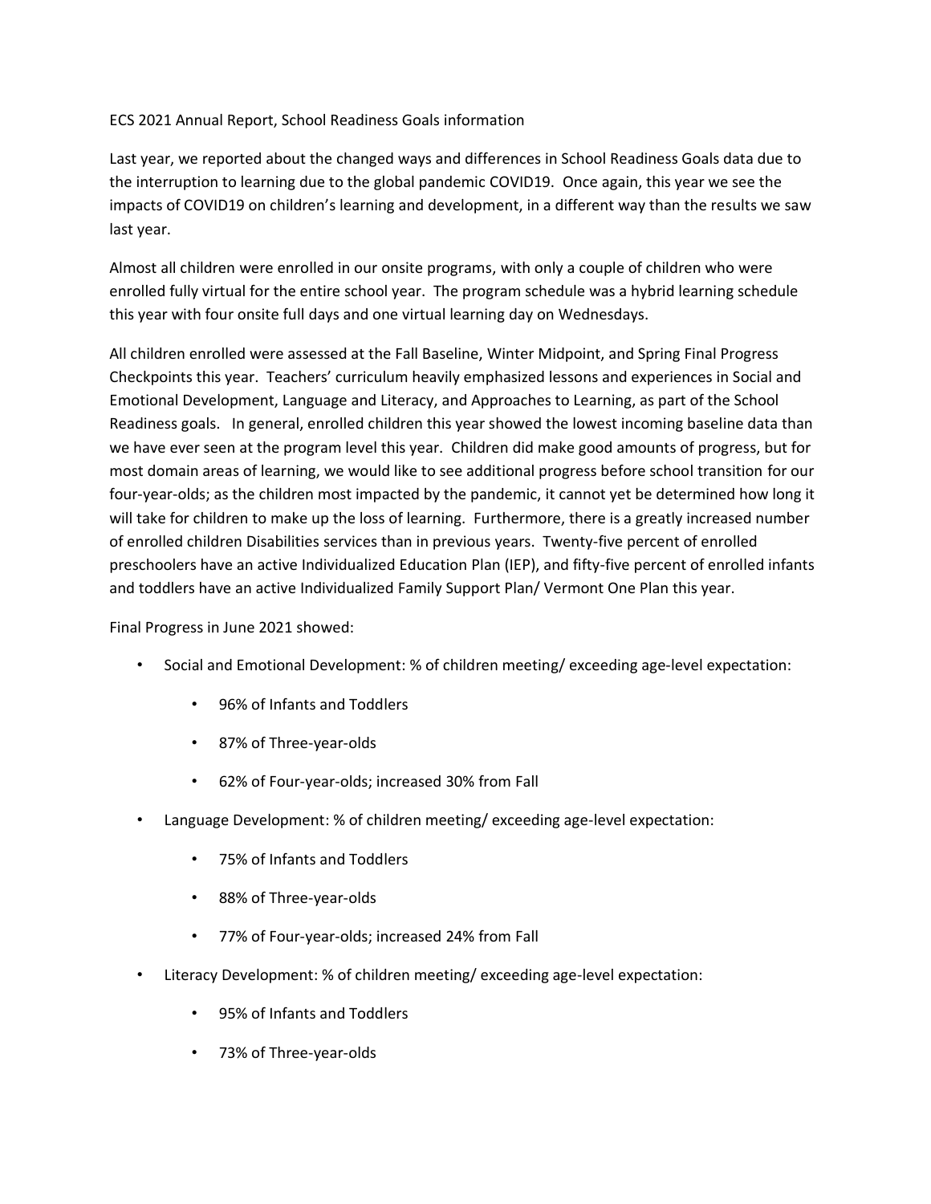ECS 2021 Annual Report, School Readiness Goals information

Last year, we reported about the changed ways and differences in School Readiness Goals data due to the interruption to learning due to the global pandemic COVID19. Once again, this year we see the impacts of COVID19 on children's learning and development, in a different way than the results we saw last year.

Almost all children were enrolled in our onsite programs, with only a couple of children who were enrolled fully virtual for the entire school year. The program schedule was a hybrid learning schedule this year with four onsite full days and one virtual learning day on Wednesdays.

All children enrolled were assessed at the Fall Baseline, Winter Midpoint, and Spring Final Progress Checkpoints this year. Teachers' curriculum heavily emphasized lessons and experiences in Social and Emotional Development, Language and Literacy, and Approaches to Learning, as part of the School Readiness goals. In general, enrolled children this year showed the lowest incoming baseline data than we have ever seen at the program level this year. Children did make good amounts of progress, but for most domain areas of learning, we would like to see additional progress before school transition for our four-year-olds; as the children most impacted by the pandemic, it cannot yet be determined how long it will take for children to make up the loss of learning. Furthermore, there is a greatly increased number of enrolled children Disabilities services than in previous years. Twenty-five percent of enrolled preschoolers have an active Individualized Education Plan (IEP), and fifty-five percent of enrolled infants and toddlers have an active Individualized Family Support Plan/ Vermont One Plan this year.

Final Progress in June 2021 showed:

- Social and Emotional Development: % of children meeting/ exceeding age-level expectation:
  - 96% of Infants and Toddlers
  - 87% of Three-year-olds
  - 62% of Four-year-olds; increased 30% from Fall
- Language Development: % of children meeting/ exceeding age-level expectation:
  - 75% of Infants and Toddlers
  - 88% of Three-year-olds
  - 77% of Four-year-olds; increased 24% from Fall
- Literacy Development: % of children meeting/ exceeding age-level expectation:
  - 95% of Infants and Toddlers
  - 73% of Three-year-olds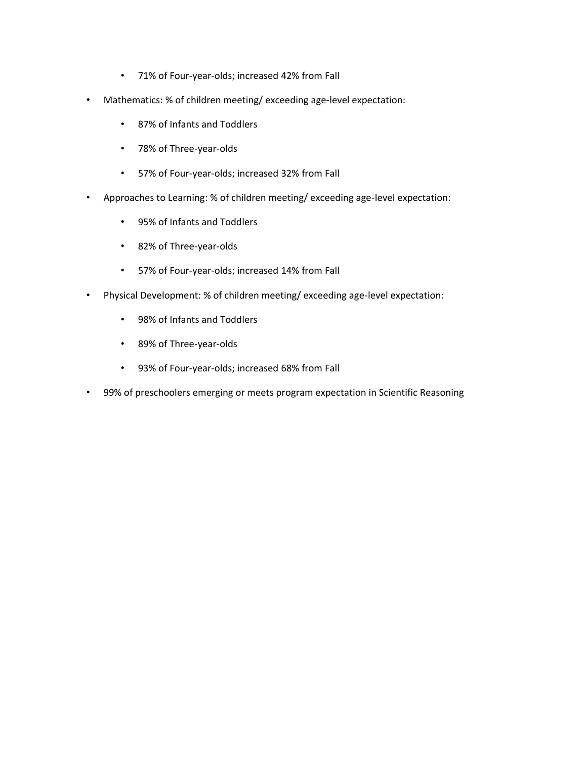- 71% of Four-year-olds; increased 42% from Fall
- Mathematics: % of children meeting/ exceeding age-level expectation:
  - 87% of Infants and Toddlers
  - 78% of Three-year-olds
  - 57% of Four-year-olds; increased 32% from Fall
- Approaches to Learning: % of children meeting/ exceeding age-level expectation:
  - 95% of Infants and Toddlers
  - 82% of Three-year-olds
  - 57% of Four-year-olds; increased 14% from Fall
- Physical Development: % of children meeting/ exceeding age-level expectation:
  - 98% of Infants and Toddlers
  - 89% of Three-year-olds
  - 93% of Four-year-olds; increased 68% from Fall
- 99% of preschoolers emerging or meets program expectation in Scientific Reasoning